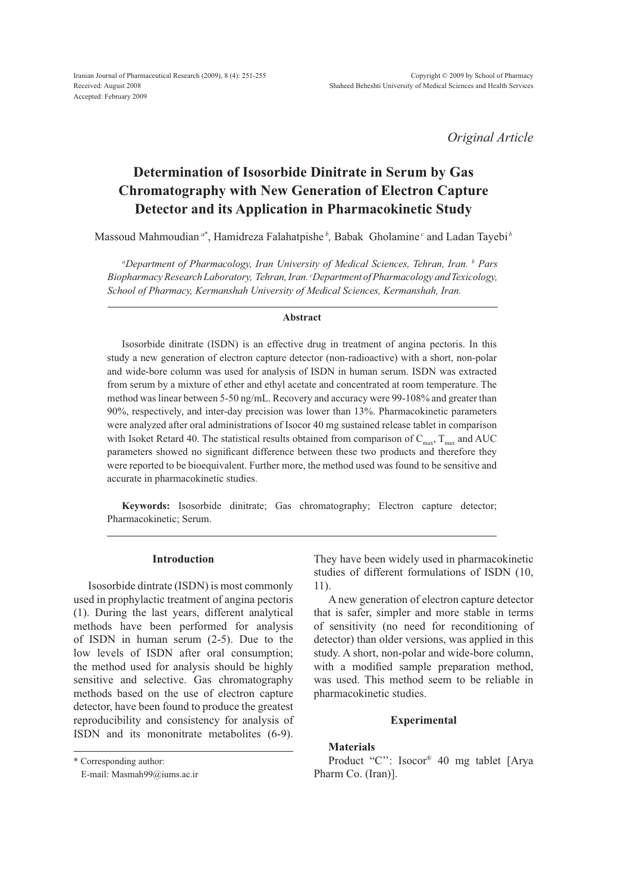Original Article

# Determination of Isosorbide Dinitrate in Serum by Gas Chromatography with New Generation of Electron Capture Detector and its Application in Pharmacokinetic Study

Massoud Mahmoudian[a*], Hamidreza Falahatpishe[b], Babak Gholamine[c] and Ladan Tayebi[b]

*[a]Department of Pharmacology, Iran University of Medical Sciences, Tehran, Iran. [b] Pars Biopharmacy Research Laboratory, Tehran, Iran. [c]Department of Pharmacology and Texicology, School of Pharmacy, Kermanshah University of Medical Sciences, Kermanshah, Iran.*

## Abstract

Isosorbide dinitrate (ISDN) is an effective drug in treatment of angina pectoris. In this study a new generation of electron capture detector (non-radioactive) with a short, non-polar and wide-bore column was used for analysis of ISDN in human serum. ISDN was extracted from serum by a mixture of ether and ethyl acetate and concentrated at room temperature. The method was linear between 5-50 ng/mL. Recovery and accuracy were 99-108% and greater than 90%, respectively, and inter-day precision was lower than 13%. Pharmacokinetic parameters were analyzed after oral administrations of Isocor 40 mg sustained release tablet in comparison with Isoket Retard 40. The statistical results obtained from comparison of $C_{max}$, $T_{max}$ and AUC parameters showed no significant difference between these two products and therefore they were reported to be bioequivalent. Further more, the method used was found to be sensitive and accurate in pharmacokinetic studies.

**Keywords:** Isosorbide dinitrate; Gas chromatography; Electron capture detector; Pharmacokinetic; Serum.

## Introduction

Isosorbide dintrate (ISDN) is most commonly used in prophylactic treatment of angina pectoris (1). During the last years, different analytical methods have been performed for analysis of ISDN in human serum (2-5). Due to the low levels of ISDN after oral consumption; the method used for analysis should be highly sensitive and selective. Gas chromatography methods based on the use of electron capture detector, have been found to produce the greatest reproducibility and consistency for analysis of ISDN and its mononitrate metabolites (6-9). They have been widely used in pharmacokinetic studies of different formulations of ISDN (10, 11).

A new generation of electron capture detector that is safer, simpler and more stable in terms of sensitivity (no need for reconditioning of detector) than older versions, was applied in this study. A short, non-polar and wide-bore column, with a modified sample preparation method, was used. This method seem to be reliable in pharmacokinetic studies.

\* Corresponding author:
E-mail: Masmah99@iums.ac.ir

## Experimental

### Materials

Product "C'': Isocor® 40 mg tablet [Arya Pharm Co. (Iran)].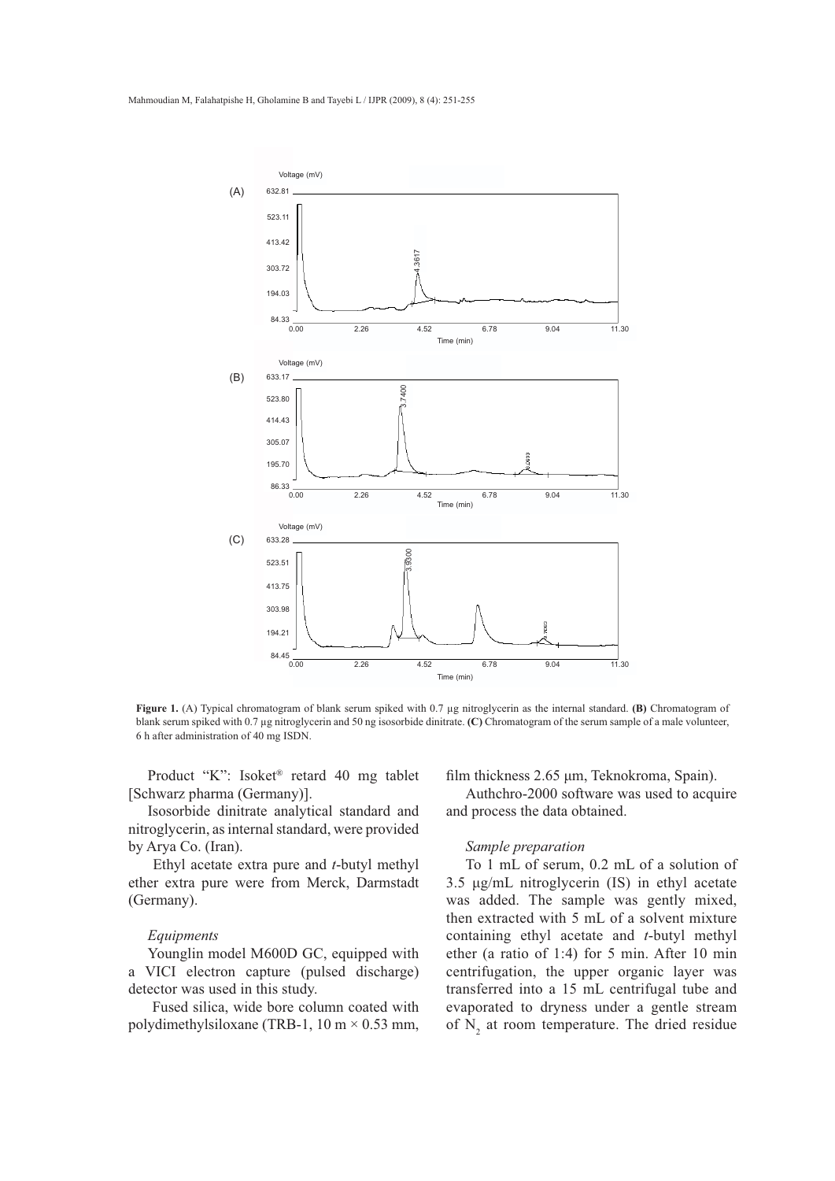**Figure 1.** (A) Typical chromatogram of blank serum spiked with 0.7 μg nitroglycerin as the internal standard. **(B)** Chromatogram of blank serum spiked with 0.7 μg nitroglycerin and 50 ng isosorbide dinitrate. **(C)** Chromatogram of the serum sample of a male volunteer, 6 h after administration of 40 mg ISDN.

Product "K": Isoket® retard 40 mg tablet [Schwarz pharma (Germany)].

Isosorbide dinitrate analytical standard and nitroglycerin, as internal standard, were provided by Arya Co. (Iran).

Ethyl acetate extra pure and *t*-butyl methyl ether extra pure were from Merck, Darmstadt (Germany).

### *Equipments*

Younglin model M600D GC, equipped with a VICI electron capture (pulsed discharge) detector was used in this study.

Fused silica, wide bore column coated with polydimethylsiloxane (TRB-1, 10 m × 0.53 mm, film thickness 2.65 μm, Teknokroma, Spain).

Authchro-2000 software was used to acquire and process the data obtained.

### *Sample preparation*

To 1 mL of serum, 0.2 mL of a solution of 3.5 μg/mL nitroglycerin (IS) in ethyl acetate was added. The sample was gently mixed, then extracted with 5 mL of a solvent mixture containing ethyl acetate and *t*-butyl methyl ether (a ratio of 1:4) for 5 min. After 10 min centrifugation, the upper organic layer was transferred into a 15 mL centrifugal tube and evaporated to dryness under a gentle stream of $N_2$ at room temperature. The dried residue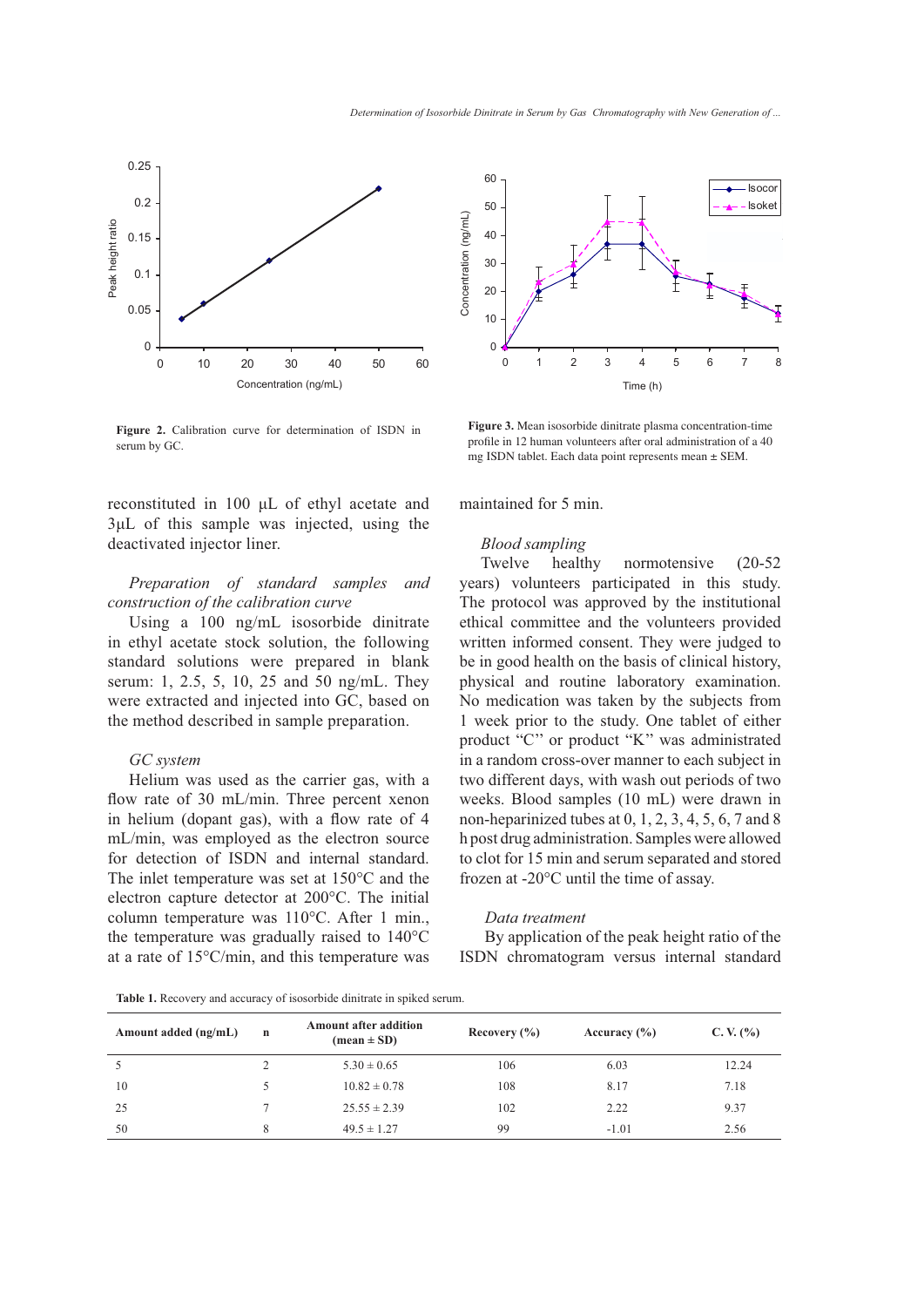Figure 2. Calibration curve for determination of ISDN in serum by GC.

Figure 3. Mean isosorbide dinitrate plasma concentration-time profile in 12 human volunteers after oral administration of a 40 mg ISDN tablet. Each data point represents mean ± SEM.

reconstituted in 100 μL of ethyl acetate and 3μL of this sample was injected, using the deactivated injector liner.

*Preparation of standard samples and construction of the calibration curve*

Using a 100 ng/mL isosorbide dinitrate in ethyl acetate stock solution, the following standard solutions were prepared in blank serum: 1, 2.5, 5, 10, 25 and 50 ng/mL. They were extracted and injected into GC, based on the method described in sample preparation.

*GC system*

Helium was used as the carrier gas, with a flow rate of 30 mL/min. Three percent xenon in helium (dopant gas), with a flow rate of 4 mL/min, was employed as the electron source for detection of ISDN and internal standard. The inlet temperature was set at 150°C and the electron capture detector at 200°C. The initial column temperature was 110°C. After 1 min., the temperature was gradually raised to 140°C at a rate of 15°C/min, and this temperature was maintained for 5 min.

*Blood sampling*

Twelve healthy normotensive (20-52 years) volunteers participated in this study. The protocol was approved by the institutional ethical committee and the volunteers provided written informed consent. They were judged to be in good health on the basis of clinical history, physical and routine laboratory examination. No medication was taken by the subjects from 1 week prior to the study. One tablet of either product "C" or product "K" was administrated in a random cross-over manner to each subject in two different days, with wash out periods of two weeks. Blood samples (10 mL) were drawn in non-heparinized tubes at 0, 1, 2, 3, 4, 5, 6, 7 and 8 h post drug administration. Samples were allowed to clot for 15 min and serum separated and stored frozen at -20°C until the time of assay.

*Data treatment*

By application of the peak height ratio of the ISDN chromatogram versus internal standard

**Table 1.** Recovery and accuracy of isosorbide dinitrate in spiked serum.

| Amount added (ng/mL) | n | Amount after addition (mean ± SD) | Recovery (%) | Accuracy (%) | C. V. (%) |
|---|---|---|---|---|---|
| 5 | 2 | 5.30 ± 0.65 | 106 | 6.03 | 12.24 |
| 10 | 5 | 10.82 ± 0.78 | 108 | 8.17 | 7.18 |
| 25 | 7 | 25.55 ± 2.39 | 102 | 2.22 | 9.37 |
| 50 | 8 | 49.5 ± 1.27 | 99 | -1.01 | 2.56 |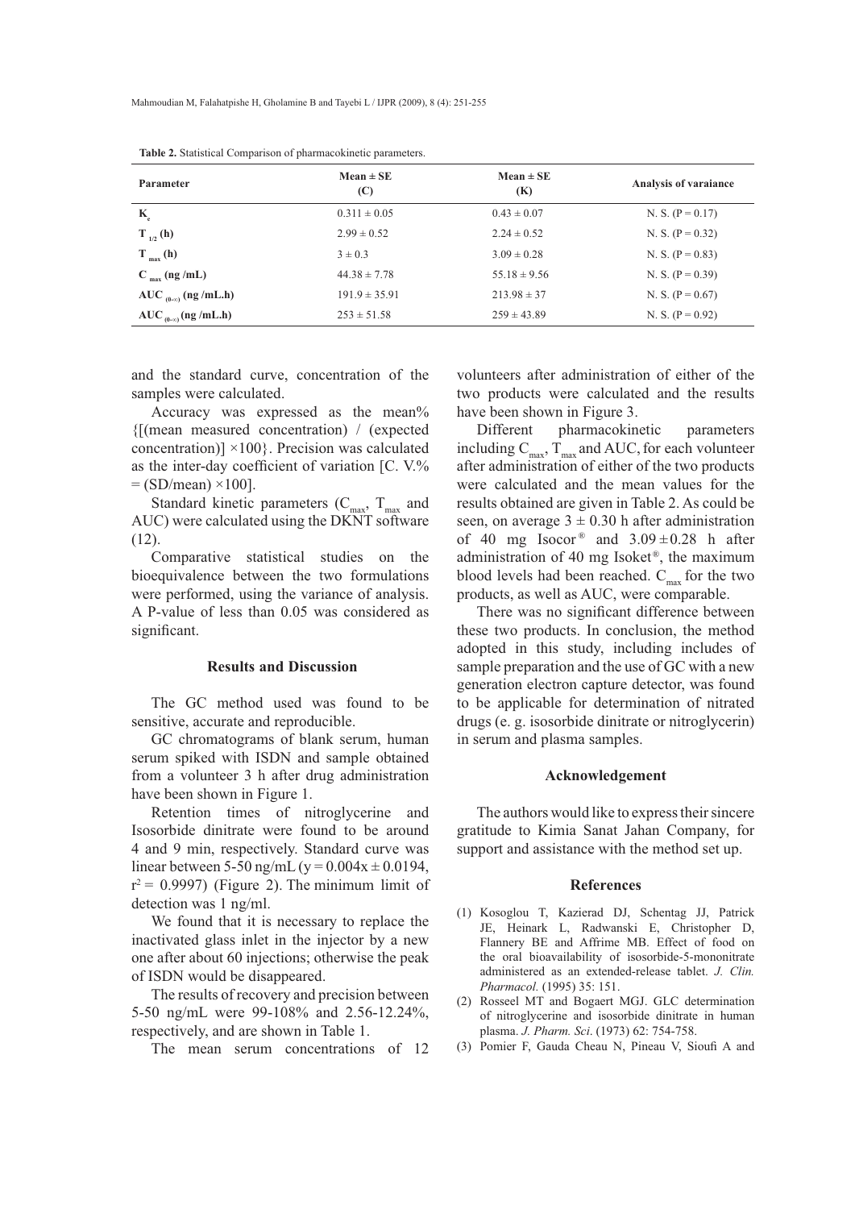**Table 2.** Statistical Comparison of pharmacokinetic parameters.

| Parameter | Mean ± SE (C) | Mean ± SE (K) | Analysis of varaiance |
|---|---|---|---|
| $K_e$ | 0.311 ± 0.05 | 0.43 ± 0.07 | N. S. (P = 0.17) |
| $T_{1/2}$ (h) | 2.99 ± 0.52 | 2.24 ± 0.52 | N. S. (P = 0.32) |
| $T_{max}$ (h) | 3 ± 0.3 | 3.09 ± 0.28 | N. S. (P = 0.83) |
| $C_{max}$ (ng /mL) | 44.38 ± 7.78 | 55.18 ± 9.56 | N. S. (P = 0.39) |
| $AUC_{(0-\infty)}$ (ng /mL.h) | 191.9 ± 35.91 | 213.98 ± 37 | N. S. (P = 0.67) |
| $AUC_{(0-\infty)}$ (ng /mL.h) | 253 ± 51.58 | 259 ± 43.89 | N. S. (P = 0.92) |

and the standard curve, concentration of the samples were calculated.

Accuracy was expressed as the mean% {[(mean measured concentration) / (expected concentration)] ×100}. Precision was calculated as the inter-day coefficient of variation [C. V.% = (SD/mean) ×100].

Standard kinetic parameters ($C_{max}$, $T_{max}$ and AUC) were calculated using the DKNT software (12).

Comparative statistical studies on the bioequivalence between the two formulations were performed, using the variance of analysis. A P-value of less than 0.05 was considered as significant.

## Results and Discussion

The GC method used was found to be sensitive, accurate and reproducible.

GC chromatograms of blank serum, human serum spiked with ISDN and sample obtained from a volunteer 3 h after drug administration have been shown in Figure 1.

Retention times of nitroglycerine and Isosorbide dinitrate were found to be around 4 and 9 min, respectively. Standard curve was linear between 5-50 ng/mL ($y = 0.004x \pm 0.0194$, $r^2 = 0.9997$) (Figure 2). The minimum limit of detection was 1 ng/ml.

We found that it is necessary to replace the inactivated glass inlet in the injector by a new one after about 60 injections; otherwise the peak of ISDN would be disappeared.

The results of recovery and precision between 5-50 ng/mL were 99-108% and 2.56-12.24%, respectively, and are shown in Table 1.

The mean serum concentrations of 12 volunteers after administration of either of the two products were calculated and the results have been shown in Figure 3.

Different pharmacokinetic parameters including $C_{max}$, $T_{max}$ and AUC, for each volunteer after administration of either of the two products were calculated and the mean values for the results obtained are given in Table 2. As could be seen, on average 3 ± 0.30 h after administration of 40 mg Isocor® and 3.09 ± 0.28 h after administration of 40 mg Isoket®, the maximum blood levels had been reached. $C_{max}$ for the two products, as well as AUC, were comparable.

There was no significant difference between these two products. In conclusion, the method adopted in this study, including includes of sample preparation and the use of GC with a new generation electron capture detector, was found to be applicable for determination of nitrated drugs (e. g. isosorbide dinitrate or nitroglycerin) in serum and plasma samples.

## Acknowledgement

The authors would like to express their sincere gratitude to Kimia Sanat Jahan Company, for support and assistance with the method set up.

## References

(1) Kosoglou T, Kazierad DJ, Schentag JJ, Patrick JE, Heinark L, Radwanski E, Christopher D, Flannery BE and Affrime MB. Effect of food on the oral bioavailability of isosorbide-5-mononitrate administered as an extended-release tablet. *J. Clin. Pharmacol.* (1995) 35: 151.

(2) Rosseel MT and Bogaert MGJ. GLC determination of nitroglycerine and isosorbide dinitrate in human plasma. *J. Pharm. Sci*. (1973) 62: 754-758.

(3) Pomier F, Gauda Cheau N, Pineau V, Sioufi A and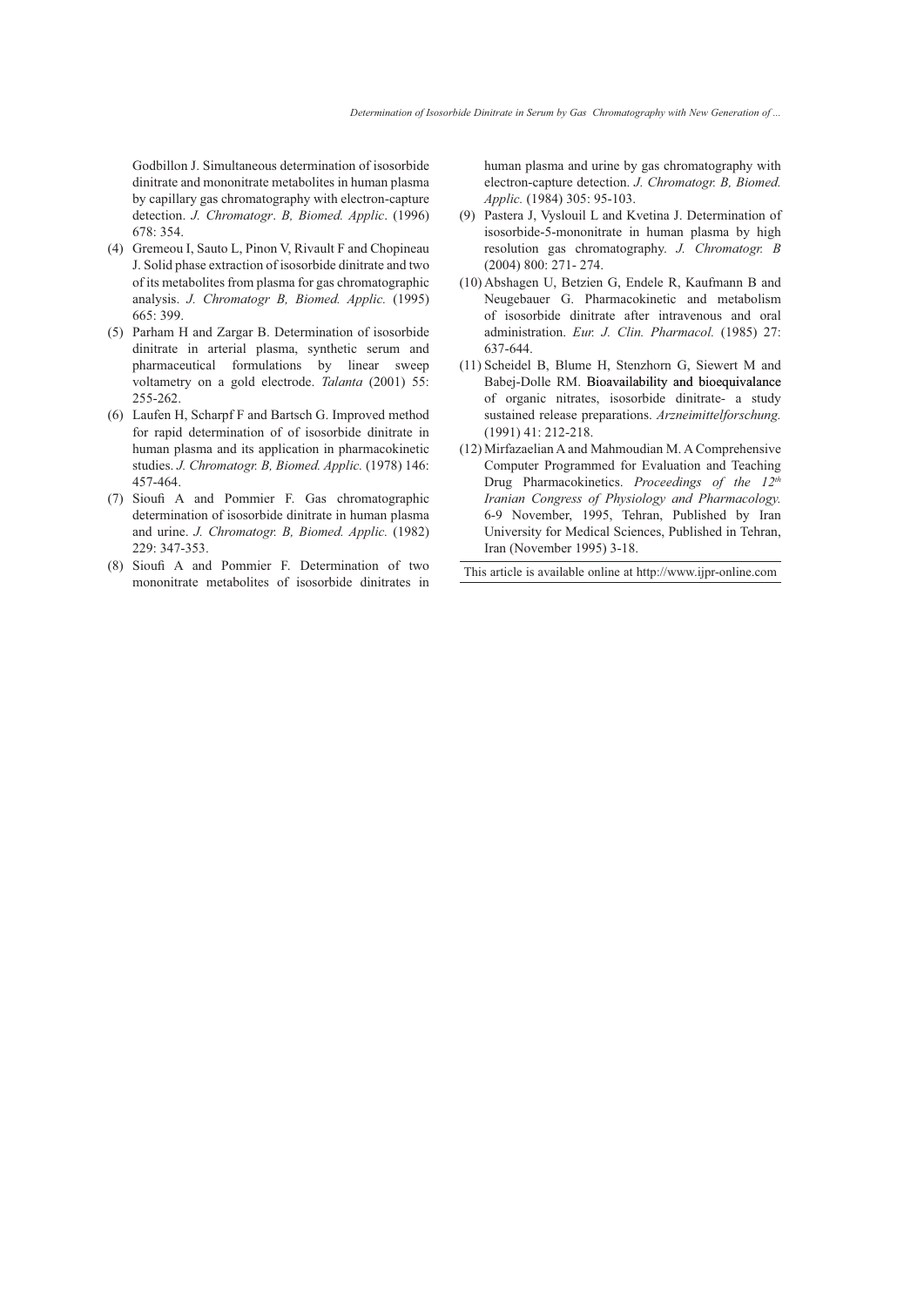Godbillon J. Simultaneous determination of isosorbide dinitrate and mononitrate metabolites in human plasma by capillary gas chromatography with electron-capture detection. *J. Chromatogr*. *B, Biomed. Applic*. (1996) 678: 354.

(4) Gremeou I, Sauto L, Pinon V, Rivault F and Chopineau J. Solid phase extraction of isosorbide dinitrate and two of its metabolites from plasma for gas chromatographic analysis. *J. Chromatogr B, Biomed. Applic.* (1995) 665: 399.

(5) Parham H and Zargar B. Determination of isosorbide dinitrate in arterial plasma, synthetic serum and pharmaceutical formulations by linear sweep voltametry on a gold electrode. *Talanta* (2001) 55: 255-262.

(6) Laufen H, Scharpf F and Bartsch G. Improved method for rapid determination of of isosorbide dinitrate in human plasma and its application in pharmacokinetic studies. *J. Chromatogr. B, Biomed. Applic.* (1978) 146: 457-464.

(7) Sioufi A and Pommier F. Gas chromatographic determination of isosorbide dinitrate in human plasma and urine. *J. Chromatogr. B, Biomed. Applic.* (1982) 229: 347-353.

(8) Sioufi A and Pommier F. Determination of two mononitrate metabolites of isosorbide dinitrates in human plasma and urine by gas chromatography with electron-capture detection. *J. Chromatogr. B, Biomed. Applic.* (1984) 305: 95-103.

(9) Pastera J, Vyslouil L and Kvetina J. Determination of isosorbide-5-mononitrate in human plasma by high resolution gas chromatography. *J. Chromatogr. B* (2004) 800: 271- 274.

(10) Abshagen U, Betzien G, Endele R, Kaufmann B and Neugebauer G. Pharmacokinetic and metabolism of isosorbide dinitrate after intravenous and oral administration. *Eur. J. Clin. Pharmacol.* (1985) 27: 637-644.

(11) Scheidel B, Blume H, Stenzhorn G, Siewert M and Babej-Dolle RM. Bioavailability and bioequivalance of organic nitrates, isosorbide dinitrate- a study sustained release preparations. *Arzneimittelforschung.* (1991) 41: 212-218.

(12) Mirfazaelian A and Mahmoudian M. A Comprehensive Computer Programmed for Evaluation and Teaching Drug Pharmacokinetics. *Proceedings of the 12th Iranian Congress of Physiology and Pharmacology.* 6-9 November, 1995, Tehran, Published by Iran University for Medical Sciences, Published in Tehran, Iran (November 1995) 3-18.

This article is available online at http://www.ijpr-online.com